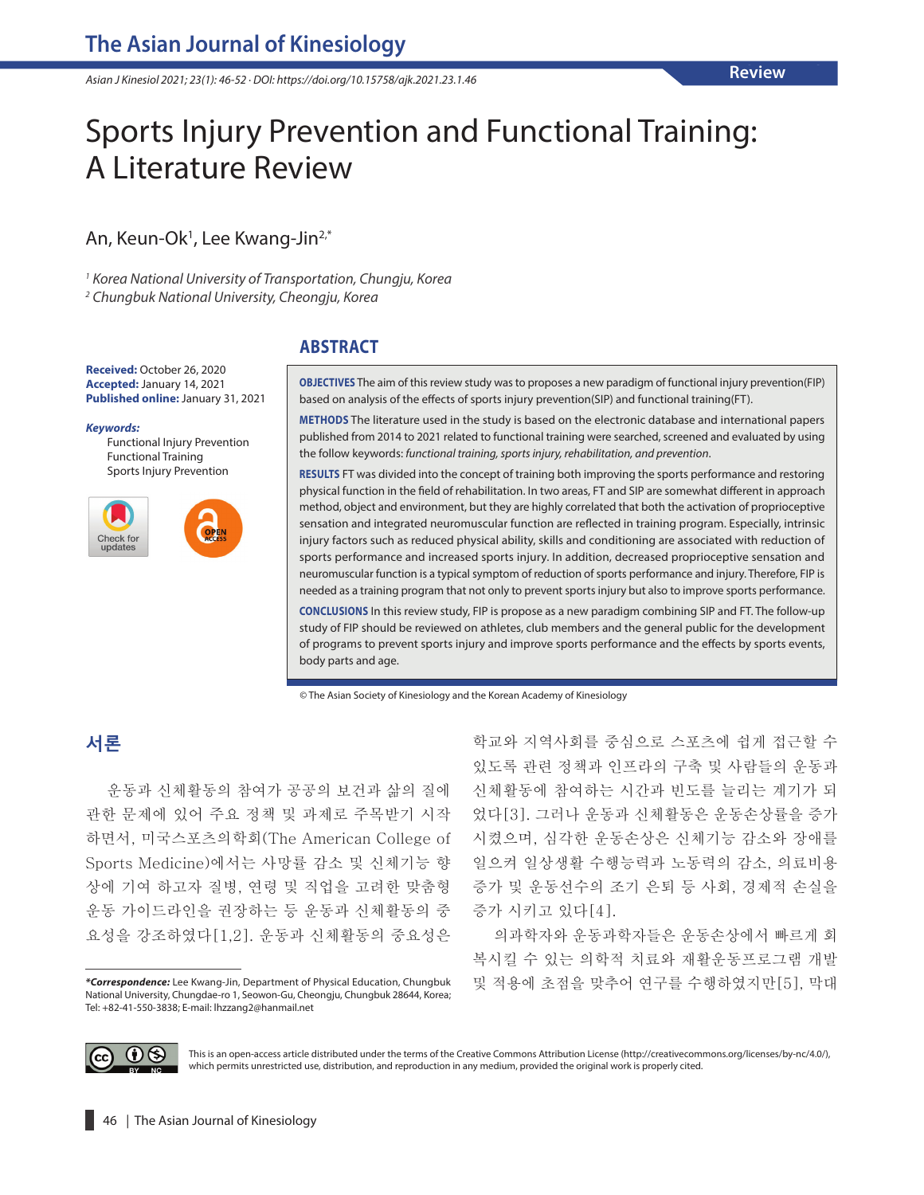Review

# Sports Injury Prevention and Functional Training: A Literature Review

An, Keun-Ok[1], Lee Kwang-Jin[2,*]

[1] Korea National University of Transportation, Chungju, Korea
[2] Chungbuk National University, Cheongju, Korea

**Received:** October 26, 2020
**Accepted:** January 14, 2021
**Published online:** January 31, 2021

***Keywords:***
Functional Injury Prevention
Functional Training
Sports Injury Prevention

## ABSTRACT

**OBJECTIVES** The aim of this review study was to proposes a new paradigm of functional injury prevention(FIP) based on analysis of the effects of sports injury prevention(SIP) and functional training(FT).

**METHODS** The literature used in the study is based on the electronic database and international papers published from 2014 to 2021 related to functional training were searched, screened and evaluated by using the follow keywords: *functional training, sports injury, rehabilitation, and prevention*.

**RESULTS** FT was divided into the concept of training both improving the sports performance and restoring physical function in the field of rehabilitation. In two areas, FT and SIP are somewhat different in approach method, object and environment, but they are highly correlated that both the activation of proprioceptive sensation and integrated neuromuscular function are reflected in training program. Especially, intrinsic injury factors such as reduced physical ability, skills and conditioning are associated with reduction of sports performance and increased sports injury. In addition, decreased proprioceptive sensation and neuromuscular function is a typical symptom of reduction of sports performance and injury. Therefore, FIP is needed as a training program that not only to prevent sports injury but also to improve sports performance.

**CONCLUSIONS** In this review study, FIP is propose as a new paradigm combining SIP and FT. The follow-up study of FIP should be reviewed on athletes, club members and the general public for the development of programs to prevent sports injury and improve sports performance and the effects by sports events, body parts and age.

© The Asian Society of Kinesiology and the Korean Academy of Kinesiology

## 서론

운동과 신체활동의 참여가 공공의 보건과 삶의 질에 관한 문제에 있어 주요 정책 및 과제로 주목받기 시작하면서, 미국스포츠의학회(The American College of Sports Medicine)에서는 사망률 감소 및 신체기능 향상에 기여 하고자 질병, 연령 및 직업을 고려한 맞춤형 운동 가이드라인을 권장하는 등 운동과 신체활동의 중요성을 강조하였다[1,2]. 운동과 신체활동의 중요성은 학교와 지역사회를 중심으로 스포츠에 쉽게 접근할 수 있도록 관련 정책과 인프라의 구축 및 사람들의 운동과 신체활동에 참여하는 시간과 빈도를 늘리는 계기가 되었다[3]. 그러나 운동과 신체활동은 운동손상률을 증가 시켰으며, 심각한 운동손상은 신체기능 감소와 장애를 일으켜 일상생활 수행능력과 노동력의 감소, 의료비용 증가 및 운동선수의 조기 은퇴 등 사회, 경제적 손실을 증가 시키고 있다[4].

의과학자와 운동과학자들은 운동손상에서 빠르게 회복시킬 수 있는 의학적 치료와 재활운동프로그램 개발 및 적용에 초점을 맞추어 연구를 수행하였지만[5], 막대

***Correspondence:*** Lee Kwang-Jin, Department of Physical Education, Chungbuk National University, Chungdae-ro 1, Seowon-Gu, Cheongju, Chungbuk 28644, Korea; Tel: +82-41-550-3838; E-mail: lhzzang2@hanmail.net

This is an open-access article distributed under the terms of the Creative Commons Attribution License (http://creativecommons.org/licenses/by-nc/4.0/), which permits unrestricted use, distribution, and reproduction in any medium, provided the original work is properly cited.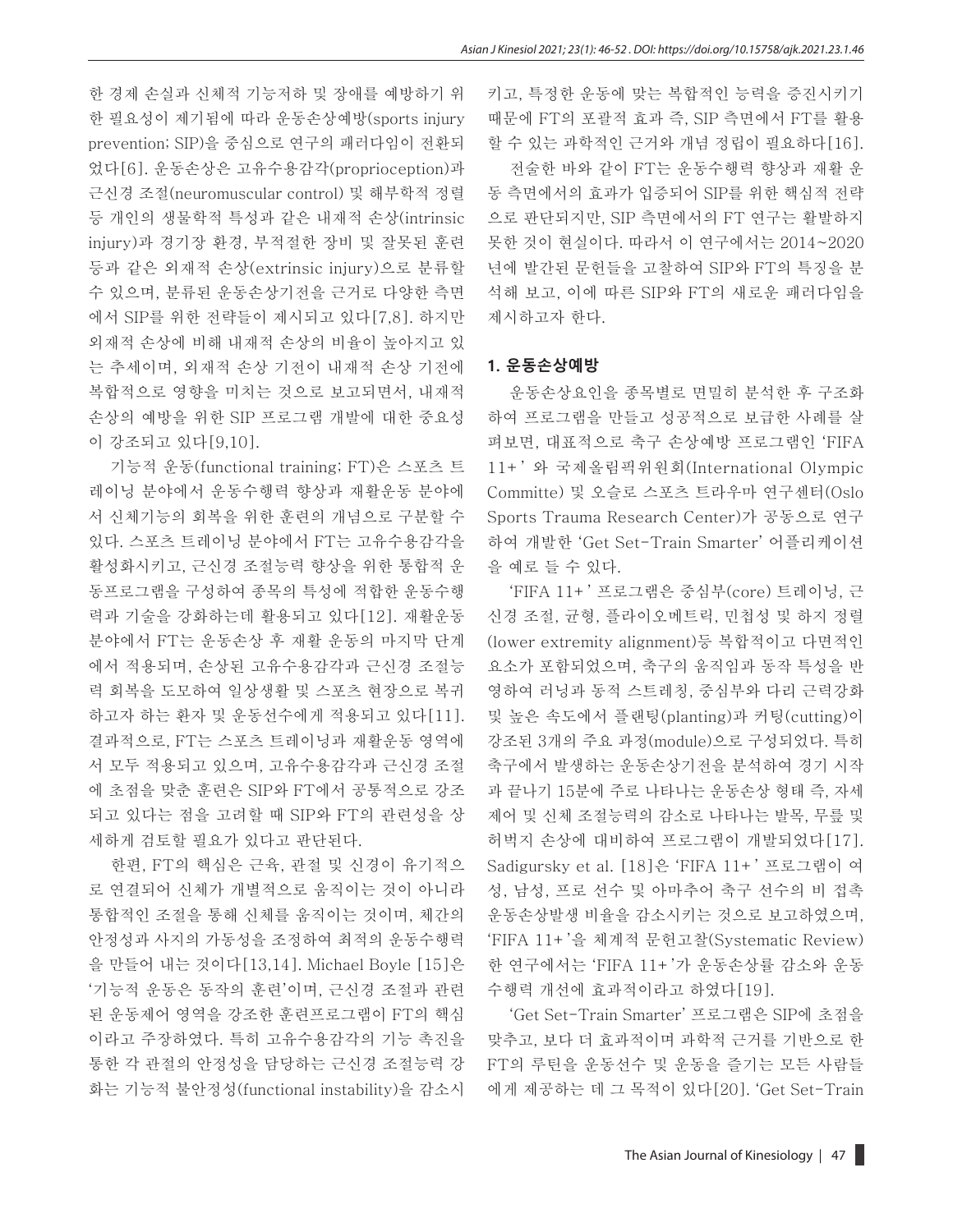한 경제 손실과 신체적 기능저하 및 장애를 예방하기 위한 필요성이 제기됨에 따라 운동손상예방(sports injury prevention; SIP)을 중심으로 연구의 패러다임이 전환되었다[6]. 운동손상은 고유수용감각(proprioception)과 근신경 조절(neuromuscular control) 및 해부학적 정렬 등 개인의 생물학적 특성과 같은 내재적 손상(intrinsic injury)과 경기장 환경, 부적절한 장비 및 잘못된 훈련 등과 같은 외재적 손상(extrinsic injury)으로 분류할 수 있으며, 분류된 운동손상기전을 근거로 다양한 측면에서 SIP를 위한 전략들이 제시되고 있다[7,8]. 하지만 외재적 손상에 비해 내재적 손상의 비율이 높아지고 있는 추세이며, 외재적 손상 기전이 내재적 손상 기전에 복합적으로 영향을 미치는 것으로 보고되면서, 내재적 손상의 예방을 위한 SIP 프로그램 개발에 대한 중요성이 강조되고 있다[9,10].

기능적 운동(functional training; FT)은 스포츠 트레이닝 분야에서 운동수행력 향상과 재활운동 분야에서 신체기능의 회복을 위한 훈련의 개념으로 구분할 수 있다. 스포츠 트레이닝 분야에서 FT는 고유수용감각을 활성화시키고, 근신경 조절능력 향상을 위한 통합적 운동프로그램을 구성하여 종목의 특성에 적합한 운동수행력과 기술을 강화하는데 활용되고 있다[12]. 재활운동 분야에서 FT는 운동손상 후 재활 운동의 마지막 단계에서 적용되며, 손상된 고유수용감각과 근신경 조절능력 회복을 도모하여 일상생활 및 스포츠 현장으로 복귀하고자 하는 환자 및 운동선수에게 적용되고 있다[11]. 결과적으로, FT는 스포츠 트레이닝과 재활운동 영역에서 모두 적용되고 있으며, 고유수용감각과 근신경 조절에 초점을 맞춘 훈련은 SIP와 FT에서 공통적으로 강조되고 있다는 점을 고려할 때 SIP와 FT의 관련성을 상세하게 검토할 필요가 있다고 판단된다.

한편, FT의 핵심은 근육, 관절 및 신경이 유기적으로 연결되어 신체가 개별적으로 움직이는 것이 아니라 통합적인 조절을 통해 신체를 움직이는 것이며, 체간의 안정성과 사지의 가동성을 조정하여 최적의 운동수행력을 만들어 내는 것이다[13,14]. Michael Boyle [15]은 '기능적 운동은 동작의 훈련'이며, 근신경 조절과 관련된 운동제어 영역을 강조한 훈련프로그램이 FT의 핵심이라고 주장하였다. 특히 고유수용감각의 기능 촉진을 통한 각 관절의 안정성을 담당하는 근신경 조절능력 강화는 기능적 불안정성(functional instability)을 감소시키고, 특정한 운동에 맞는 복합적인 능력을 증진시키기 때문에 FT의 포괄적 효과 즉, SIP 측면에서 FT를 활용할 수 있는 과학적인 근거와 개념 정립이 필요하다[16].

전술한 바와 같이 FT는 운동수행력 향상과 재활 운동 측면에서의 효과가 입증되어 SIP를 위한 핵심적 전략으로 판단되지만, SIP 측면에서의 FT 연구는 활발하지 못한 것이 현실이다. 따라서 이 연구에서는 2014~2020년에 발간된 문헌들을 고찰하여 SIP와 FT의 특징을 분석해 보고, 이에 따른 SIP와 FT의 새로운 패러다임을 제시하고자 한다.

## 1. 운동손상예방

운동손상요인을 종목별로 면밀히 분석한 후 구조화하여 프로그램을 만들고 성공적으로 보급한 사례를 살펴보면, 대표적으로 축구 손상예방 프로그램인 'FIFA 11+' 와 국제올림픽위원회(International Olympic Committe) 및 오슬로 스포츠 트라우마 연구센터(Oslo Sports Trauma Research Center)가 공동으로 연구하여 개발한 'Get Set-Train Smarter' 어플리케이션을 예로 들 수 있다.

'FIFA 11+' 프로그램은 중심부(core) 트레이닝, 근신경 조절, 균형, 플라이오메트릭, 민첩성 및 하지 정렬(lower extremity alignment)등 복합적이고 다면적인 요소가 포함되었으며, 축구의 움직임과 동작 특성을 반영하여 러닝과 동적 스트레칭, 중심부와 다리 근력강화 및 높은 속도에서 플랜팅(planting)과 커팅(cutting)이 강조된 3개의 주요 과정(module)으로 구성되었다. 특히 축구에서 발생하는 운동손상기전을 분석하여 경기 시작과 끝나기 15분에 주로 나타나는 운동손상 형태 즉, 자세 제어 및 신체 조절능력의 감소로 나타나는 발목, 무릎 및 허벅지 손상에 대비하여 프로그램이 개발되었다[17]. Sadigursky et al. [18]은 'FIFA 11+' 프로그램이 여성, 남성, 프로 선수 및 아마추어 축구 선수의 비 접촉 운동손상발생 비율을 감소시키는 것으로 보고하였으며, 'FIFA 11+'을 체계적 문헌고찰(Systematic Review)한 연구에서는 'FIFA 11+'가 운동손상률 감소와 운동수행력 개선에 효과적이라고 하였다[19].

'Get Set-Train Smarter' 프로그램은 SIP에 초점을 맞추고, 보다 더 효과적이며 과학적 근거를 기반으로 한 FT의 루틴을 운동선수 및 운동을 즐기는 모든 사람들에게 제공하는 데 그 목적이 있다[20]. 'Get Set-Train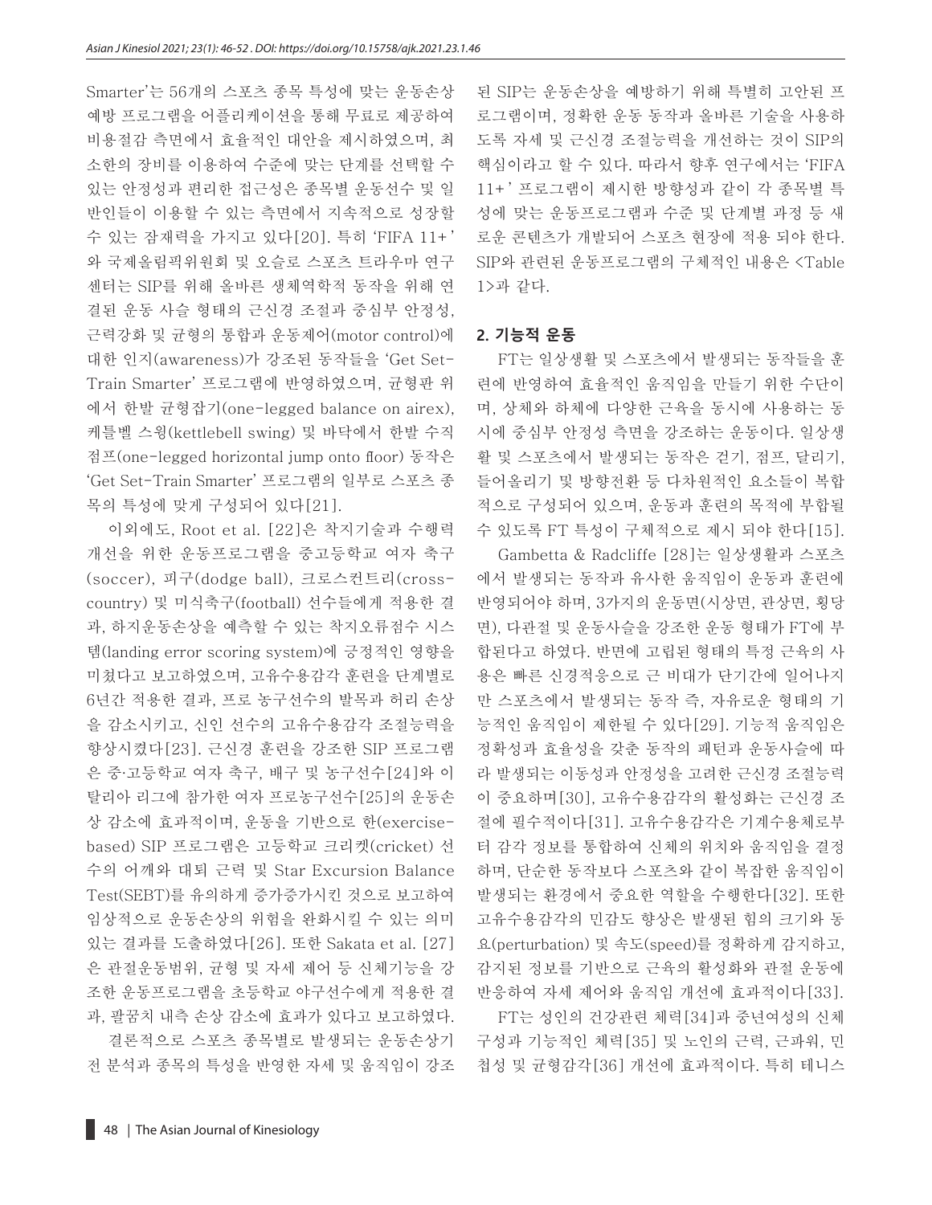Smarter'는 56개의 스포츠 종목 특성에 맞는 운동손상 예방 프로그램을 어플리케이션을 통해 무료로 제공하여 비용절감 측면에서 효율적인 대안을 제시하였으며, 최소한의 장비를 이용하여 수준에 맞는 단계를 선택할 수 있는 안정성과 편리한 접근성은 종목별 운동선수 및 일반인들이 이용할 수 있는 측면에서 지속적으로 성장할 수 있는 잠재력을 가지고 있다[20]. 특히 'FIFA 11+'와 국제올림픽위원회 및 오슬로 스포츠 트라우마 연구센터는 SIP를 위해 올바른 생체역학적 동작을 위해 연결된 운동 사슬 형태의 근신경 조절과 중심부 안정성, 근력강화 및 균형의 통합과 운동제어(motor control)에 대한 인지(awareness)가 강조된 동작들을 'Get Set-Train Smarter' 프로그램에 반영하였으며, 균형판 위에서 한발 균형잡기(one-legged balance on airex), 케틀벨 스윙(kettlebell swing) 및 바닥에서 한발 수직 점프(one-legged horizontal jump onto floor) 동작은 'Get Set-Train Smarter' 프로그램의 일부로 스포츠 종목의 특성에 맞게 구성되어 있다[21].

이외에도, Root et al. [22]은 착지기술과 수행력 개선을 위한 운동프로그램을 중고등학교 여자 축구(soccer), 피구(dodge ball), 크로스컨트리(cross-country) 및 미식축구(football) 선수들에게 적용한 결과, 하지운동손상을 예측할 수 있는 착지오류점수 시스템(landing error scoring system)에 긍정적인 영향을 미쳤다고 보고하였으며, 고유수용감각 훈련을 단계별로 6년간 적용한 결과, 프로 농구선수의 발목과 허리 손상을 감소시키고, 신인 선수의 고유수용감각 조절능력을 향상시켰다[23]. 근신경 훈련을 강조한 SIP 프로그램은 중·고등학교 여자 축구, 배구 및 농구선수[24]와 이탈리아 리그에 참가한 여자 프로농구선수[25]의 운동손상 감소에 효과적이며, 운동을 기반으로 한(exercise-based) SIP 프로그램은 고등학교 크리켓(cricket) 선수의 어깨와 대퇴 근력 및 Star Excursion Balance Test(SEBT)를 유의하게 증가증가시킨 것으로 보고하여 임상적으로 운동손상의 위험을 완화시킬 수 있는 의미있는 결과를 도출하였다[26]. 또한 Sakata et al. [27]은 관절운동범위, 균형 및 자세 제어 등 신체기능을 강조한 운동프로그램을 초등학교 야구선수에게 적용한 결과, 팔꿈치 내측 손상 감소에 효과가 있다고 보고하였다.

결론적으로 스포츠 종목별로 발생되는 운동손상기전 분석과 종목의 특성을 반영한 자세 및 움직임이 강조된 SIP는 운동손상을 예방하기 위해 특별히 고안된 프로그램이며, 정확한 운동 동작과 올바른 기술을 사용하도록 자세 및 근신경 조절능력을 개선하는 것이 SIP의 핵심이라고 할 수 있다. 따라서 향후 연구에서는 'FIFA 11+' 프로그램이 제시한 방향성과 같이 각 종목별 특성에 맞는 운동프로그램과 수준 및 단계별 과정 등 새로운 콘텐츠가 개발되어 스포츠 현장에 적용 되야 한다. SIP와 관련된 운동프로그램의 구체적인 내용은 <Table 1>과 같다.

## 2. 기능적 운동

FT는 일상생활 및 스포츠에서 발생되는 동작들을 훈련에 반영하여 효율적인 움직임을 만들기 위한 수단이며, 상체와 하체에 다양한 근육을 동시에 사용하는 동시에 중심부 안정성 측면을 강조하는 운동이다. 일상생활 및 스포츠에서 발생되는 동작은 걷기, 점프, 달리기, 들어올리기 및 방향전환 등 다차원적인 요소들이 복합적으로 구성되어 있으며, 운동과 훈련의 목적에 부합될 수 있도록 FT 특성이 구체적으로 제시 되야 한다[15].

Gambetta & Radcliffe [28]는 일상생활과 스포츠에서 발생되는 동작과 유사한 움직임이 운동과 훈련에 반영되어야 하며, 3가지의 운동면(시상면, 관상면, 횡당면), 다관절 및 운동사슬을 강조한 운동 형태가 FT에 부합된다고 하였다. 반면에 고립된 형태의 특정 근육의 사용은 빠른 신경적응으로 근 비대가 단기간에 일어나지만 스포츠에서 발생되는 동작 즉, 자유로운 형태의 기능적인 움직임이 제한될 수 있다[29]. 기능적 움직임은 정확성과 효율성을 갖춘 동작의 패턴과 운동사슬에 따라 발생되는 이동성과 안정성을 고려한 근신경 조절능력이 중요하며[30], 고유수용감각의 활성화는 근신경 조절에 필수적이다[31]. 고유수용감각은 기계수용체로부터 감각 정보를 통합하여 신체의 위치와 움직임을 결정하며, 단순한 동작보다 스포츠와 같이 복잡한 움직임이 발생되는 환경에서 중요한 역할을 수행한다[32]. 또한 고유수용감각의 민감도 향상은 발생된 힘의 크기와 동요(perturbation) 및 속도(speed)를 정확하게 감지하고, 감지된 정보를 기반으로 근육의 활성화와 관절 운동에 반응하여 자세 제어와 움직임 개선에 효과적이다[33].

FT는 성인의 건강관련 체력[34]과 중년여성의 신체구성과 기능적인 체력[35] 및 노인의 근력, 근파워, 민첩성 및 균형감각[36] 개선에 효과적이다. 특히 테니스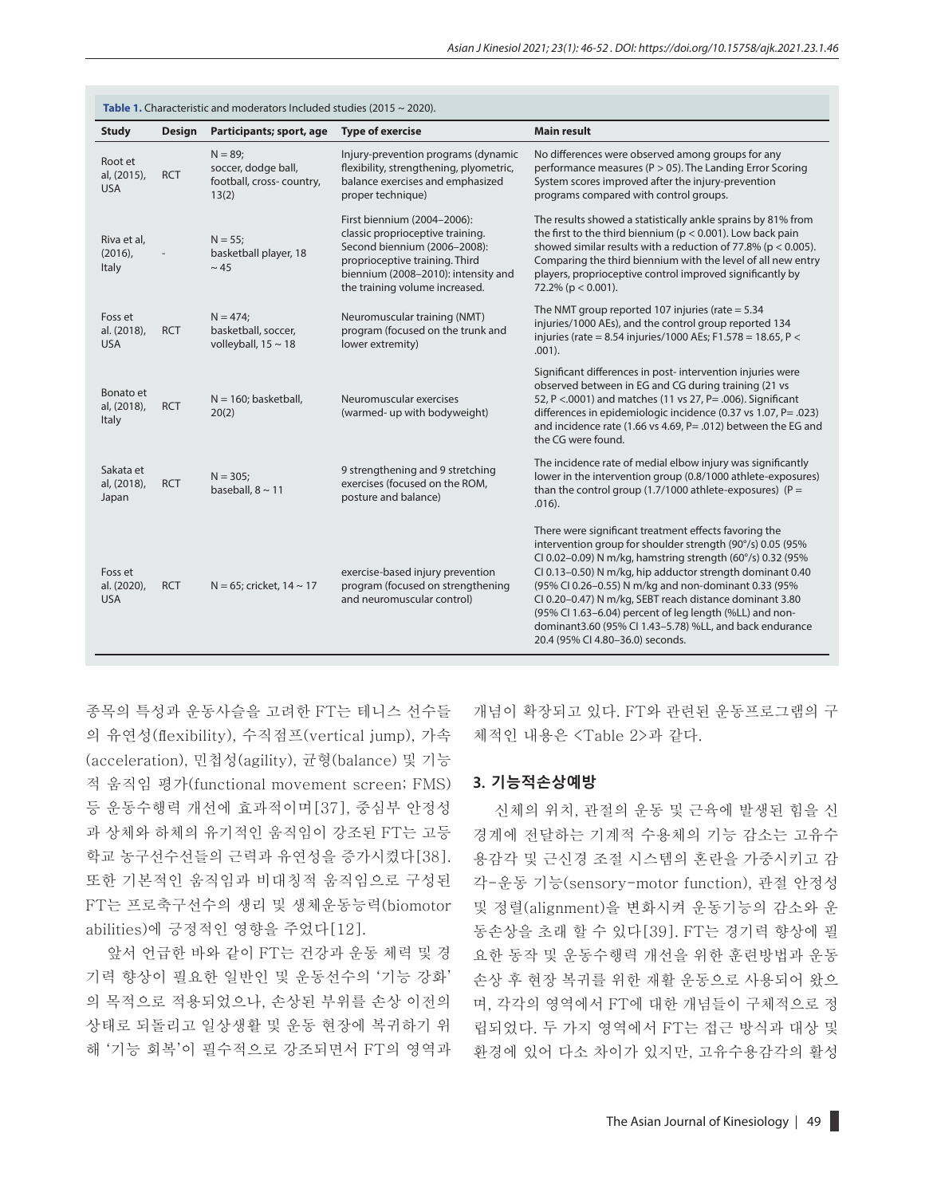**Table 1.** Characteristic and moderators Included studies (2015 ~ 2020).

| Study | Design | Participants; sport, age | Type of exercise | Main result |
|---|---|---|---|---|
| Root et al, (2015), USA | RCT | N = 89; soccer, dodge ball, football, cross- country, 13(2) | Injury-prevention programs (dynamic flexibility, strengthening, plyometric, balance exercises and emphasized proper technique) | No differences were observed among groups for any performance measures (P > 05). The Landing Error Scoring System scores improved after the injury-prevention programs compared with control groups. |
| Riva et al, (2016), Italy | - | N = 55; basketball player, 18 ~ 45 | First biennium (2004–2006): classic proprioceptive training. Second biennium (2006–2008): proprioceptive training. Third biennium (2008–2010): intensity and the training volume increased. | The results showed a statistically ankle sprains by 81% from the first to the third biennium (p < 0.001). Low back pain showed similar results with a reduction of 77.8% (p < 0.005). Comparing the third biennium with the level of all new entry players, proprioceptive control improved significantly by 72.2% (p < 0.001). |
| Foss et al. (2018), USA | RCT | N = 474; basketball, soccer, volleyball, 15 ~ 18 | Neuromuscular training (NMT) program (focused on the trunk and lower extremity) | The NMT group reported 107 injuries (rate = 5.34 injuries/1000 AEs), and the control group reported 134 injuries (rate = 8.54 injuries/1000 AEs; F1.578 = 18.65, P < .001). |
| Bonato et al, (2018), Italy | RCT | N = 160; basketball, 20(2) | Neuromuscular exercises (warmed- up with bodyweight) | Significant differences in post- intervention injuries were observed between in EG and CG during training (21 vs 52, P <.0001) and matches (11 vs 27, P= .006). Significant differences in epidemiologic incidence (0.37 vs 1.07, P= .023) and incidence rate (1.66 vs 4.69, P= .012) between the EG and the CG were found. |
| Sakata et al, (2018), Japan | RCT | N = 305; baseball, 8 ~ 11 | 9 strengthening and 9 stretching exercises (focused on the ROM, posture and balance) | The incidence rate of medial elbow injury was significantly lower in the intervention group (0.8/1000 athlete-exposures) than the control group (1.7/1000 athlete-exposures) (P = .016). |
| Foss et al. (2020), USA | RCT | N = 65; cricket, 14 ~ 17 | exercise-based injury prevention program (focused on strengthening and neuromuscular control) | There were significant treatment effects favoring the intervention group for shoulder strength (90°/s) 0.05 (95% CI 0.02–0.09) N m/kg, hamstring strength (60°/s) 0.32 (95% CI 0.13–0.50) N m/kg, hip adductor strength dominant 0.40 (95% CI 0.26–0.55) N m/kg and non-dominant 0.33 (95% CI 0.20–0.47) N m/kg, SEBT reach distance dominant 3.80 (95% CI 1.63–6.04) percent of leg length (%LL) and non-dominant3.60 (95% CI 1.43–5.78) %LL, and back endurance 20.4 (95% CI 4.80–36.0) seconds. |

종목의 특성과 운동사슬을 고려한 FT는 테니스 선수들의 유연성(flexibility), 수직점프(vertical jump), 가속(acceleration), 민첩성(agility), 균형(balance) 및 기능적 움직임 평가(functional movement screen; FMS) 등 운동수행력 개선에 효과적이며[37], 중심부 안정성과 상체와 하체의 유기적인 움직임이 강조된 FT는 고등학교 농구선수선들의 근력과 유연성을 증가시켰다[38]. 또한 기본적인 움직임과 비대칭적 움직임으로 구성된 FT는 프로축구선수의 생리 및 생체운동능력(biomotor abilities)에 긍정적인 영향을 주었다[12].

앞서 언급한 바와 같이 FT는 건강과 운동 체력 및 경기력 향상이 필요한 일반인 및 운동선수의 '기능 강화'의 목적으로 적용되었으나, 손상된 부위를 손상 이전의 상태로 되돌리고 일상생활 및 운동 현장에 복귀하기 위해 '기능 회복'이 필수적으로 강조되면서 FT의 영역과 개념이 확장되고 있다. FT와 관련된 운동프로그램의 구체적인 내용은 <Table 2>과 같다.

### 3. 기능적손상예방

신체의 위치, 관절의 운동 및 근육에 발생된 힘을 신경계에 전달하는 기계적 수용체의 기능 감소는 고유수용감각 및 근신경 조절 시스템의 혼란을 가중시키고 감각-운동 기능(sensory-motor function), 관절 안정성 및 정렬(alignment)을 변화시켜 운동기능의 감소와 운동손상을 초래 할 수 있다[39]. FT는 경기력 향상에 필요한 동작 및 운동수행력 개선을 위한 훈련방법과 운동손상 후 현장 복귀를 위한 재활 운동으로 사용되어 왔으며, 각각의 영역에서 FT에 대한 개념들이 구체적으로 정립되었다. 두 가지 영역에서 FT는 접근 방식과 대상 및 환경에 있어 다소 차이가 있지만, 고유수용감각의 활성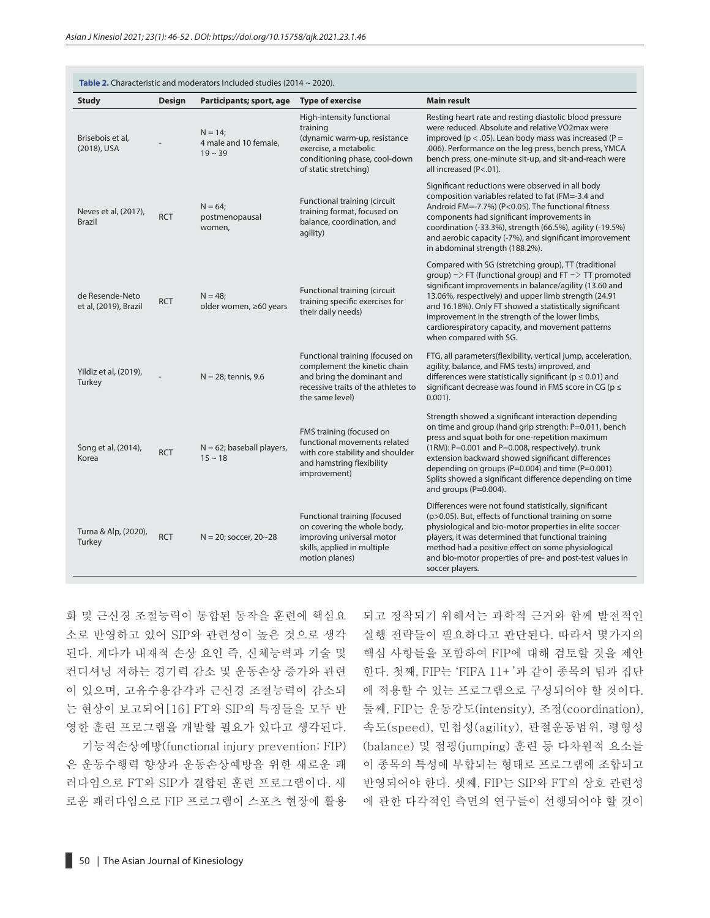**Table 2.** Characteristic and moderators Included studies (2014 ~ 2020).

| Study | Design | Participants; sport, age | Type of exercise | Main result |
|---|---|---|---|---|
| Brisebois et al, (2018), USA | - | N = 14; 4 male and 10 female, 19 ~ 39 | High-intensity functional training (dynamic warm-up, resistance exercise, a metabolic conditioning phase, cool-down of static stretching) | Resting heart rate and resting diastolic blood pressure were reduced. Absolute and relative VO2max were improved ($p < .05$). Lean body mass was increased ($P = .006$). Performance on the leg press, bench press, YMCA bench press, one-minute sit-up, and sit-and-reach were all increased ($P<.01$). |
| Neves et al, (2017), Brazil | RCT | N = 64; postmenopausal women, | Functional training (circuit training format, focused on balance, coordination, and agility) | Significant reductions were observed in all body composition variables related to fat (FM=-3.4 and Android FM=-7.7%) ($P<0.05$). The functional fitness components had significant improvements in coordination (-33.3%), strength (66.5%), agility (-19.5%) and aerobic capacity (-7%), and significant improvement in abdominal strength (188.2%). |
| de Resende-Neto et al, (2019), Brazil | RCT | N = 48; older women, ≥60 years | Functional training (circuit training specific exercises for their daily needs) | Compared with SG (stretching group), TT (traditional group) -> FT (functional group) and FT -> TT promoted significant improvements in balance/agility (13.60 and 13.06%, respectively) and upper limb strength (24.91 and 16.18%). Only FT showed a statistically significant improvement in the strength of the lower limbs, cardiorespiratory capacity, and movement patterns when compared with SG. |
| Yildiz et al, (2019), Turkey | - | N = 28; tennis, 9.6 | Functional training (focused on complement the kinetic chain and bring the dominant and recessive traits of the athletes to the same level) | FTG, all parameters(flexibility, vertical jump, acceleration, agility, balance, and FMS tests) improved, and differences were statistically significant ($p \leq 0.01$) and significant decrease was found in FMS score in CG ($p \leq 0.001$). |
| Song et al, (2014), Korea | RCT | N = 62; baseball players, 15 ~ 18 | FMS training (focused on functional movements related with core stability and shoulder and hamstring flexibility improvement) | Strength showed a significant interaction depending on time and group (hand grip strength: $P=0.011$, bench press and squat both for one-repetition maximum (1RM): $P=0.001$ and $P=0.008$, respectively). trunk extension backward showed significant differences depending on groups ($P=0.004$) and time ($P=0.001$). Splits showed a significant difference depending on time and groups ($P=0.004$). |
| Turna & Alp, (2020), Turkey | RCT | N = 20; soccer, 20~28 | Functional training (focused on covering the whole body, improving universal motor skills, applied in multiple motion planes) | Differences were not found statistically, significant ($p>0.05$). But, effects of functional training on some physiological and bio-motor properties in elite soccer players, it was determined that functional training method had a positive effect on some physiological and bio-motor properties of pre- and post-test values in soccer players. |

화 및 근신경 조절능력이 통합된 동작을 훈련에 핵심요소로 반영하고 있어 SIP와 관련성이 높은 것으로 생각된다. 게다가 내재적 손상 요인 즉, 신체능력과 기술 및 컨디셔닝 저하는 경기력 감소 및 운동손상 증가와 관련이 있으며, 고유수용감각과 근신경 조절능력이 감소되는 현상이 보고되어[16] FT와 SIP의 특징들을 모두 반영한 훈련 프로그램을 개발할 필요가 있다고 생각된다.

기능적손상예방(functional injury prevention; FIP)은 운동수행력 향상과 운동손상예방을 위한 새로운 패러다임으로 FT와 SIP가 결합된 훈련 프로그램이다. 새로운 패러다임으로 FIP 프로그램이 스포츠 현장에 활용되고 정착되기 위해서는 과학적 근거와 함께 발전적인 실행 전략들이 필요하다고 판단된다. 따라서 몇가지의 핵심 사항들을 포함하여 FIP에 대해 검토할 것을 제안한다. 첫째, FIP는 'FIFA 11+'과 같이 종목의 팀과 집단에 적용할 수 있는 프로그램으로 구성되어야 할 것이다. 둘째, FIP는 운동강도(intensity), 조정(coordination), 속도(speed), 민첩성(agility), 관절운동범위, 평형성(balance) 및 점핑(jumping) 훈련 등 다차원적 요소들이 종목의 특성에 부합되는 형태로 프로그램에 조합되고 반영되어야 한다. 셋째, FIP는 SIP와 FT의 상호 관련성에 관한 다각적인 측면의 연구들이 선행되어야 할 것이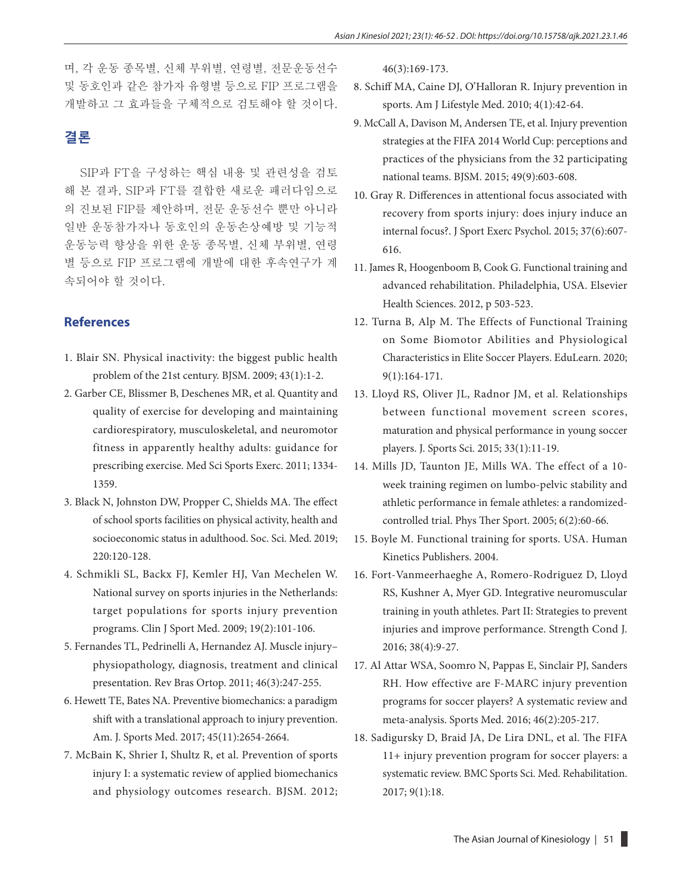며, 각 운동 종목별, 신체 부위별, 연령별, 전문운동선수 및 동호인과 같은 참가자 유형별 등으로 FIP 프로그램을 개발하고 그 효과들을 구체적으로 검토해야 할 것이다.

## 결론

SIP과 FT을 구성하는 핵심 내용 및 관련성을 검토해 본 결과, SIP과 FT를 결합한 새로운 패러다임으로의 진보된 FIP를 제안하며, 전문 운동선수 뿐만 아니라 일반 운동참가자나 동호인의 운동손상예방 및 기능적 운동능력 향상을 위한 운동 종목별, 신체 부위별, 연령별 등으로 FIP 프로그램에 개발에 대한 후속연구가 계속되어야 할 것이다.

## References

1. Blair SN. Physical inactivity: the biggest public health problem of the 21st century. BJSM. 2009; 43(1):1-2.
2. Garber CE, Blissmer B, Deschenes MR, et al. Quantity and quality of exercise for developing and maintaining cardiorespiratory, musculoskeletal, and neuromotor fitness in apparently healthy adults: guidance for prescribing exercise. Med Sci Sports Exerc. 2011; 1334-1359.
3. Black N, Johnston DW, Propper C, Shields MA. The effect of school sports facilities on physical activity, health and socioeconomic status in adulthood. Soc. Sci. Med. 2019; 220:120-128.
4. Schmikli SL, Backx FJ, Kemler HJ, Van Mechelen W. National survey on sports injuries in the Netherlands: target populations for sports injury prevention programs. Clin J Sport Med. 2009; 19(2):101-106.
5. Fernandes TL, Pedrinelli A, Hernandez AJ. Muscle injury–physiopathology, diagnosis, treatment and clinical presentation. Rev Bras Ortop. 2011; 46(3):247-255.
6. Hewett TE, Bates NA. Preventive biomechanics: a paradigm shift with a translational approach to injury prevention. Am. J. Sports Med. 2017; 45(11):2654-2664.
7. McBain K, Shrier I, Shultz R, et al. Prevention of sports injury I: a systematic review of applied biomechanics and physiology outcomes research. BJSM. 2012; 46(3):169-173.
8. Schiff MA, Caine DJ, O'Halloran R. Injury prevention in sports. Am J Lifestyle Med. 2010; 4(1):42-64.
9. McCall A, Davison M, Andersen TE, et al. Injury prevention strategies at the FIFA 2014 World Cup: perceptions and practices of the physicians from the 32 participating national teams. BJSM. 2015; 49(9):603-608.
10. Gray R. Differences in attentional focus associated with recovery from sports injury: does injury induce an internal focus?. J Sport Exerc Psychol. 2015; 37(6):607-616.
11. James R, Hoogenboom B, Cook G. Functional training and advanced rehabilitation. Philadelphia, USA. Elsevier Health Sciences. 2012, p 503-523.
12. Turna B, Alp M. The Effects of Functional Training on Some Biomotor Abilities and Physiological Characteristics in Elite Soccer Players. EduLearn. 2020; 9(1):164-171.
13. Lloyd RS, Oliver JL, Radnor JM, et al. Relationships between functional movement screen scores, maturation and physical performance in young soccer players. J. Sports Sci. 2015; 33(1):11-19.
14. Mills JD, Taunton JE, Mills WA. The effect of a 10-week training regimen on lumbo-pelvic stability and athletic performance in female athletes: a randomized-controlled trial. Phys Ther Sport. 2005; 6(2):60-66.
15. Boyle M. Functional training for sports. USA. Human Kinetics Publishers. 2004.
16. Fort-Vanmeerhaeghe A, Romero-Rodriguez D, Lloyd RS, Kushner A, Myer GD. Integrative neuromuscular training in youth athletes. Part II: Strategies to prevent injuries and improve performance. Strength Cond J. 2016; 38(4):9-27.
17. Al Attar WSA, Soomro N, Pappas E, Sinclair PJ, Sanders RH. How effective are F-MARC injury prevention programs for soccer players? A systematic review and meta-analysis. Sports Med. 2016; 46(2):205-217.
18. Sadigursky D, Braid JA, De Lira DNL, et al. The FIFA 11+ injury prevention program for soccer players: a systematic review. BMC Sports Sci. Med. Rehabilitation. 2017; 9(1):18.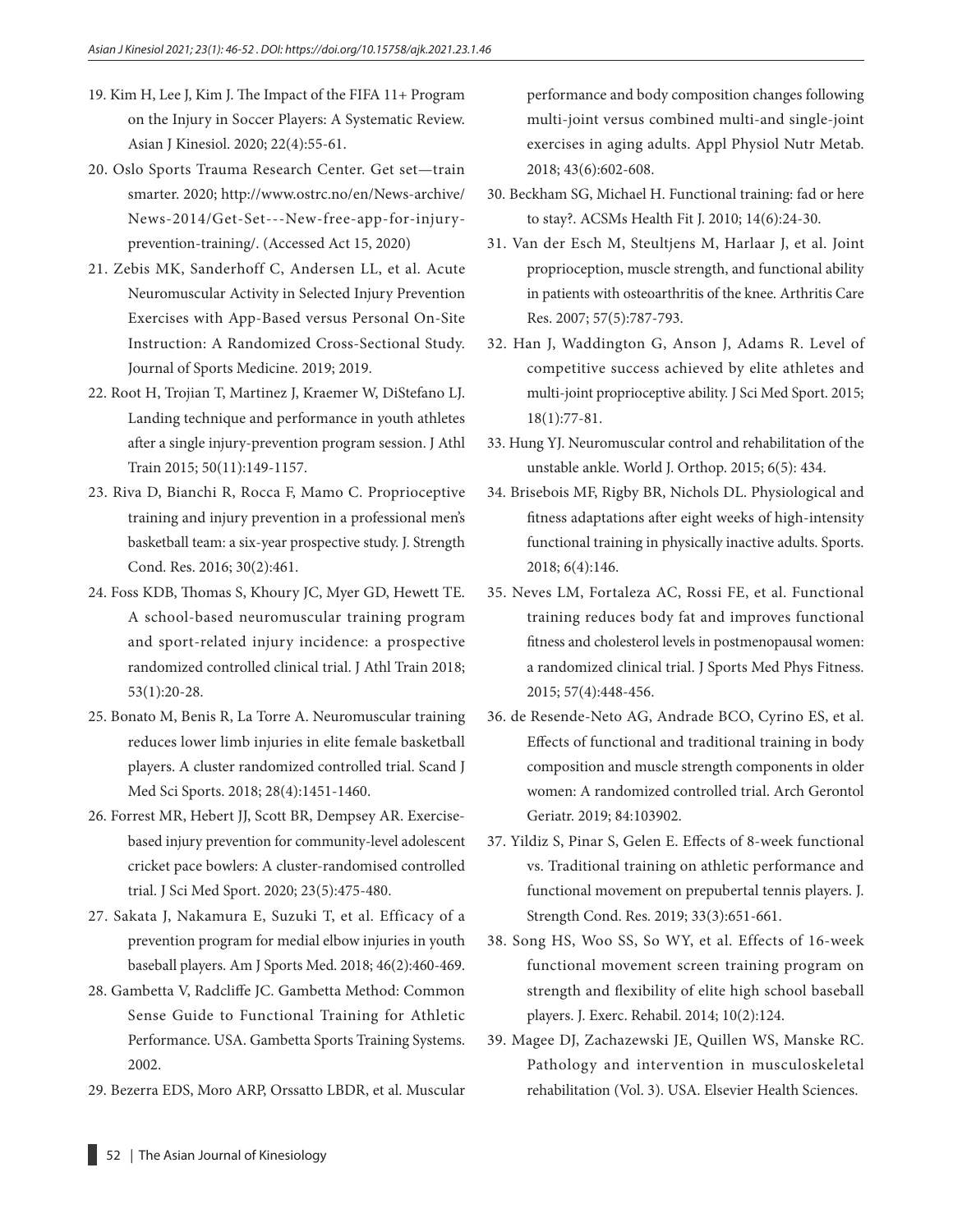19. Kim H, Lee J, Kim J. The Impact of the FIFA 11+ Program on the Injury in Soccer Players: A Systematic Review. Asian J Kinesiol. 2020; 22(4):55-61.
20. Oslo Sports Trauma Research Center. Get set—train smarter. 2020; http://www.ostrc.no/en/News-archive/News-2014/Get-Set---New-free-app-for-injury-prevention-training/. (Accessed Act 15, 2020)
21. Zebis MK, Sanderhoff C, Andersen LL, et al. Acute Neuromuscular Activity in Selected Injury Prevention Exercises with App-Based versus Personal On-Site Instruction: A Randomized Cross-Sectional Study. Journal of Sports Medicine. 2019; 2019.
22. Root H, Trojian T, Martinez J, Kraemer W, DiStefano LJ. Landing technique and performance in youth athletes after a single injury-prevention program session. J Athl Train 2015; 50(11):149-1157.
23. Riva D, Bianchi R, Rocca F, Mamo C. Proprioceptive training and injury prevention in a professional men's basketball team: a six-year prospective study. J. Strength Cond. Res. 2016; 30(2):461.
24. Foss KDB, Thomas S, Khoury JC, Myer GD, Hewett TE. A school-based neuromuscular training program and sport-related injury incidence: a prospective randomized controlled clinical trial. J Athl Train 2018; 53(1):20-28.
25. Bonato M, Benis R, La Torre A. Neuromuscular training reduces lower limb injuries in elite female basketball players. A cluster randomized controlled trial. Scand J Med Sci Sports. 2018; 28(4):1451-1460.
26. Forrest MR, Hebert JJ, Scott BR, Dempsey AR. Exercise-based injury prevention for community-level adolescent cricket pace bowlers: A cluster-randomised controlled trial. J Sci Med Sport. 2020; 23(5):475-480.
27. Sakata J, Nakamura E, Suzuki T, et al. Efficacy of a prevention program for medial elbow injuries in youth baseball players. Am J Sports Med. 2018; 46(2):460-469.
28. Gambetta V, Radcliffe JC. Gambetta Method: Common Sense Guide to Functional Training for Athletic Performance. USA. Gambetta Sports Training Systems. 2002.
29. Bezerra EDS, Moro ARP, Orssatto LBDR, et al. Muscular performance and body composition changes following multi-joint versus combined multi-and single-joint exercises in aging adults. Appl Physiol Nutr Metab. 2018; 43(6):602-608.
30. Beckham SG, Michael H. Functional training: fad or here to stay?. ACSMs Health Fit J. 2010; 14(6):24-30.
31. Van der Esch M, Steultjens M, Harlaar J, et al. Joint proprioception, muscle strength, and functional ability in patients with osteoarthritis of the knee. Arthritis Care Res. 2007; 57(5):787-793.
32. Han J, Waddington G, Anson J, Adams R. Level of competitive success achieved by elite athletes and multi-joint proprioceptive ability. J Sci Med Sport. 2015; 18(1):77-81.
33. Hung YJ. Neuromuscular control and rehabilitation of the unstable ankle. World J. Orthop. 2015; 6(5): 434.
34. Brisebois MF, Rigby BR, Nichols DL. Physiological and fitness adaptations after eight weeks of high-intensity functional training in physically inactive adults. Sports. 2018; 6(4):146.
35. Neves LM, Fortaleza AC, Rossi FE, et al. Functional training reduces body fat and improves functional fitness and cholesterol levels in postmenopausal women: a randomized clinical trial. J Sports Med Phys Fitness. 2015; 57(4):448-456.
36. de Resende-Neto AG, Andrade BCO, Cyrino ES, et al. Effects of functional and traditional training in body composition and muscle strength components in older women: A randomized controlled trial. Arch Gerontol Geriatr. 2019; 84:103902.
37. Yildiz S, Pinar S, Gelen E. Effects of 8-week functional vs. Traditional training on athletic performance and functional movement on prepubertal tennis players. J. Strength Cond. Res. 2019; 33(3):651-661.
38. Song HS, Woo SS, So WY, et al. Effects of 16-week functional movement screen training program on strength and flexibility of elite high school baseball players. J. Exerc. Rehabil. 2014; 10(2):124.
39. Magee DJ, Zachazewski JE, Quillen WS, Manske RC. Pathology and intervention in musculoskeletal rehabilitation (Vol. 3). USA. Elsevier Health Sciences.